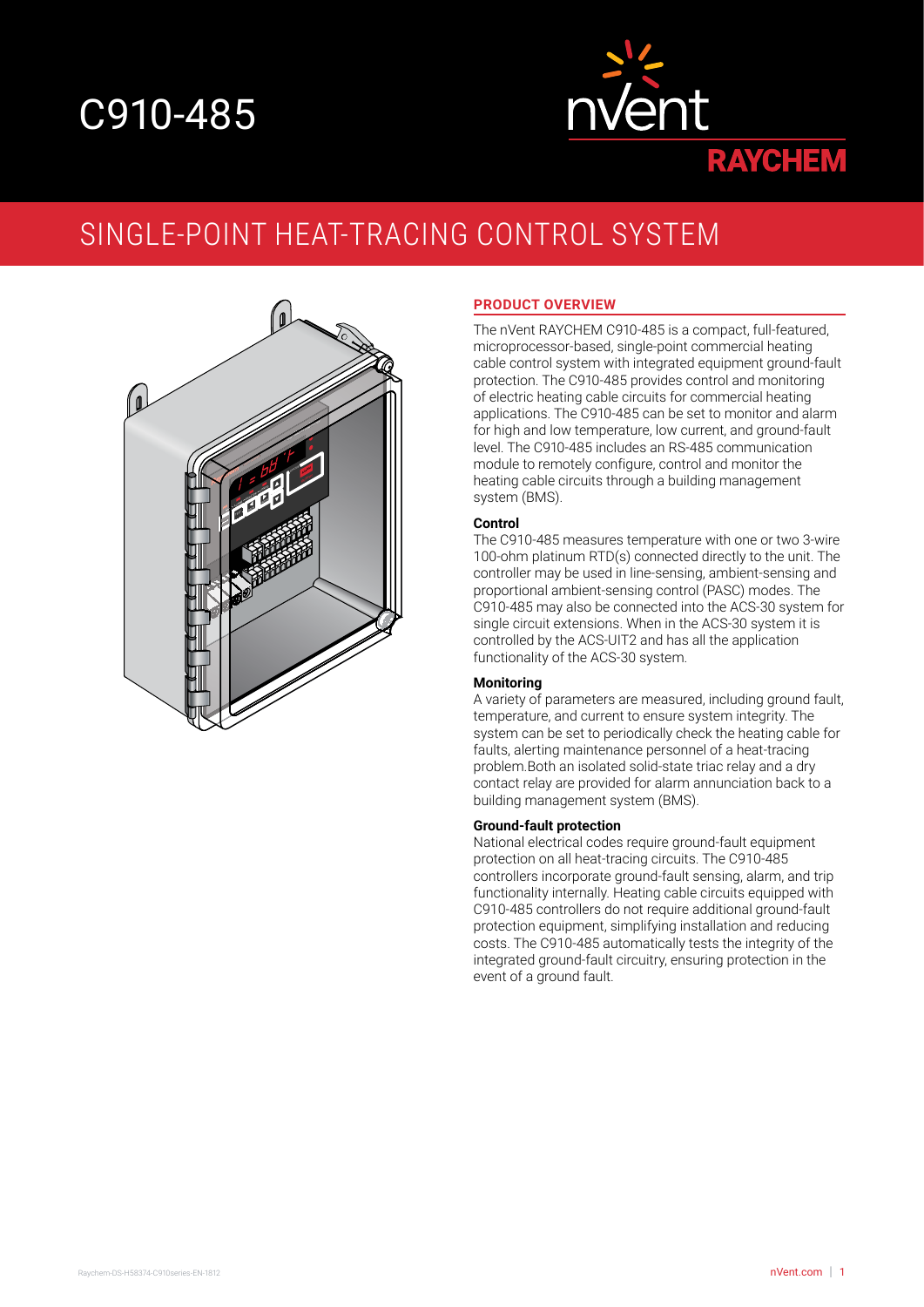# C910-485

nVent RAYCHEM

## SINGLE-POINT HEAT-TRACING CONTROL SYSTEM

### PRODUCT OVERVIEW

The nVent RAYCHEM C910-485 is a compact, full-featured, microprocessor-based, single-point commercial heating cable control system with integrated equipment ground-fault protection. The C910-485 provides control and monitoring of electric heating cable circuits for commercial heating applications. The C910-485 can be set to monitor and alarm for high and low temperature, low current, and ground-fault level. The C910-485 includes an RS-485 communication module to remotely configure, control and monitor the heating cable circuits through a building management system (BMS).

#### Control

The C910-485 measures temperature with one or two 3-wire 100-ohm platinum RTD(s) connected directly to the unit. The controller may be used in line-sensing, ambient-sensing and proportional ambient-sensing control (PASC) modes. The C910-485 may also be connected into the ACS-30 system for single circuit extensions. When in the ACS-30 system it is controlled by the ACS-UIT2 and has all the application functionality of the ACS-30 system.

#### Monitoring

A variety of parameters are measured, including ground fault, temperature, and current to ensure system integrity. The system can be set to periodically check the heating cable for faults, alerting maintenance personnel of a heat-tracing problem.Both an isolated solid-state triac relay and a dry contact relay are provided for alarm annunciation back to a building management system (BMS).

#### Ground-fault protection

National electrical codes require ground-fault equipment protection on all heat-tracing circuits. The C910-485 controllers incorporate ground-fault sensing, alarm, and trip functionality internally. Heating cable circuits equipped with C910-485 controllers do not require additional ground-fault protection equipment, simplifying installation and reducing costs. The C910-485 automatically tests the integrity of the integrated ground-fault circuitry, ensuring protection in the event of a ground fault.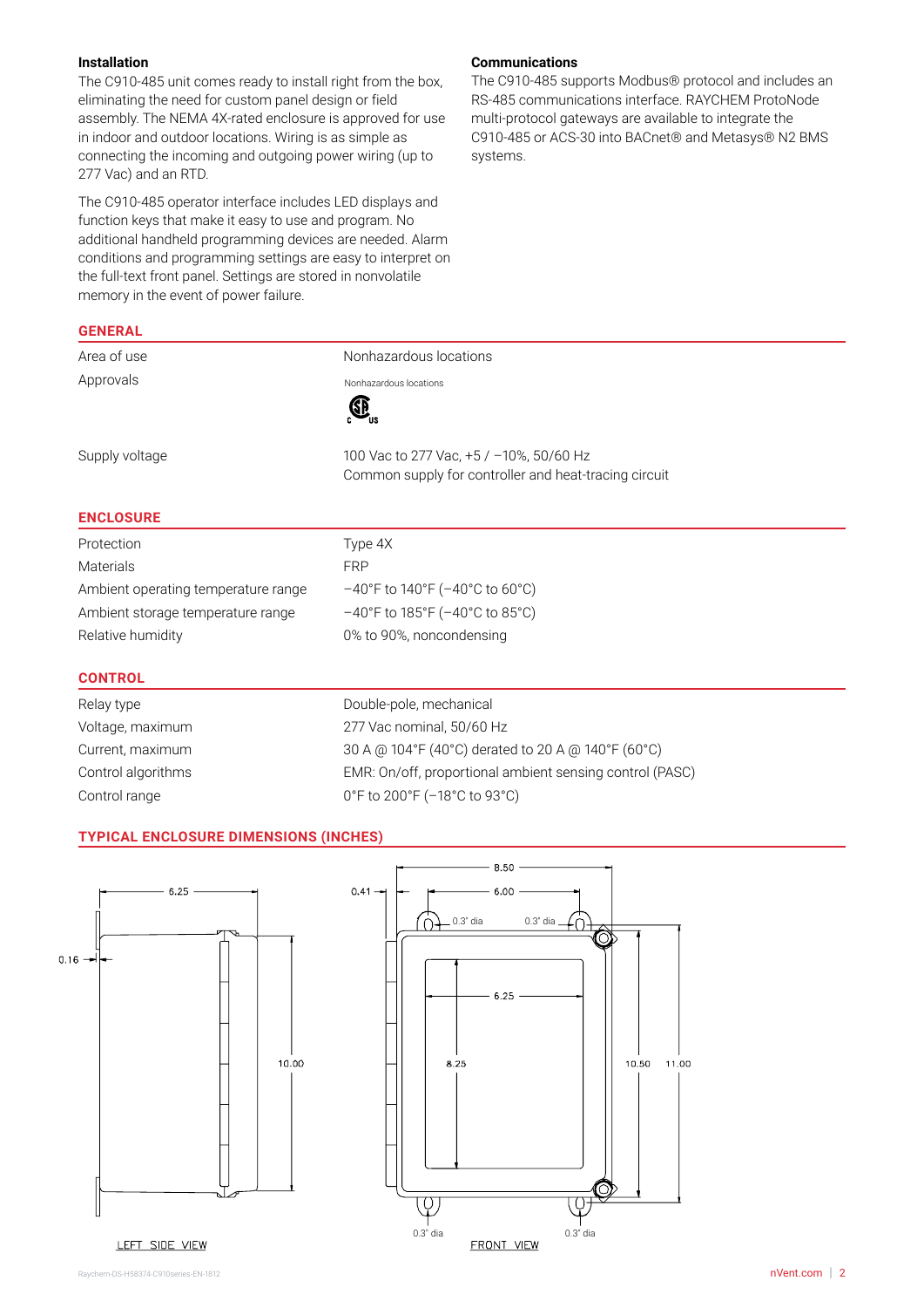### Installation

The C910-485 unit comes ready to install right from the box, eliminating the need for custom panel design or field assembly. The NEMA 4X-rated enclosure is approved for use in indoor and outdoor locations. Wiring is as simple as connecting the incoming and outgoing power wiring (up to 277 Vac) and an RTD.

The C910-485 operator interface includes LED displays and function keys that make it easy to use and program. No additional handheld programming devices are needed. Alarm conditions and programming settings are easy to interpret on the full-text front panel. Settings are stored in nonvolatile memory in the event of power failure.

### Communications

The C910-485 supports Modbus® protocol and includes an RS-485 communications interface. RAYCHEM ProtoNode multi-protocol gateways are available to integrate the C910-485 or ACS-30 into BACnet® and Metasys® N2 BMS systems.

## GENERAL

| | |
|---|---|
| Area of use | Nonhazardous locations |
| Approvals | Nonhazardous locations<br>CSA c US |
| Supply voltage | 100 Vac to 277 Vac, +5 / –10%, 50/60 Hz<br>Common supply for controller and heat-tracing circuit |

## ENCLOSURE

| | |
|---|---|
| Protection | Type 4X |
| Materials | FRP |
| Ambient operating temperature range | –40°F to 140°F (–40°C to 60°C) |
| Ambient storage temperature range | –40°F to 185°F (–40°C to 85°C) |
| Relative humidity | 0% to 90%, noncondensing |

## CONTROL

| | |
|---|---|
| Relay type | Double-pole, mechanical |
| Voltage, maximum | 277 Vac nominal, 50/60 Hz |
| Current, maximum | 30 A @ 104°F (40°C) derated to 20 A @ 140°F (60°C) |
| Control algorithms | EMR: On/off, proportional ambient sensing control (PASC) |
| Control range | 0°F to 200°F (–18°C to 93°C) |

## TYPICAL ENCLOSURE DIMENSIONS (INCHES)

LEFT SIDE VIEW: 6.25, 0.16, 10.00

FRONT VIEW: 8.50, 6.00, 0.41, 0.3" dia, 6.25, 8.25, 10.50, 11.00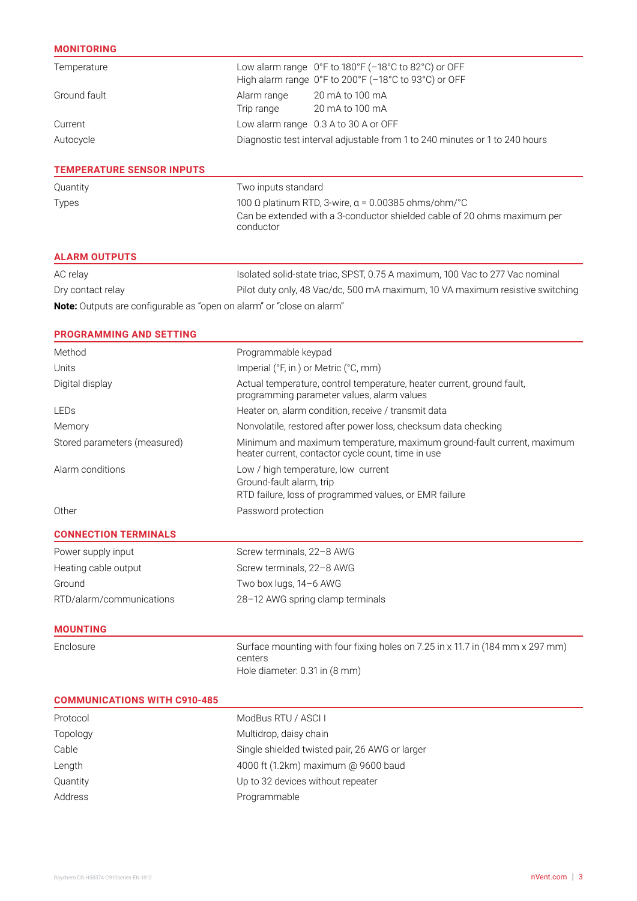## MONITORING

| | |
|---|---|
| Temperature | Low alarm range 0°F to 180°F (–18°C to 82°C) or OFF<br>High alarm range 0°F to 200°F (–18°C to 93°C) or OFF |
| Ground fault | Alarm range 20 mA to 100 mA<br>Trip range 20 mA to 100 mA |
| Current | Low alarm range 0.3 A to 30 A or OFF |
| Autocycle | Diagnostic test interval adjustable from 1 to 240 minutes or 1 to 240 hours |

## TEMPERATURE SENSOR INPUTS

| | |
|---|---|
| Quantity | Two inputs standard |
| Types | 100 Ω platinum RTD, 3-wire, α = 0.00385 ohms/ohm/°C<br>Can be extended with a 3-conductor shielded cable of 20 ohms maximum per conductor |

## ALARM OUTPUTS

| | |
|---|---|
| AC relay | Isolated solid-state triac, SPST, 0.75 A maximum, 100 Vac to 277 Vac nominal |
| Dry contact relay | Pilot duty only, 48 Vac/dc, 500 mA maximum, 10 VA maximum resistive switching |

**Note:** Outputs are configurable as "open on alarm" or "close on alarm"

## PROGRAMMING AND SETTING

| | |
|---|---|
| Method | Programmable keypad |
| Units | Imperial (°F, in.) or Metric (°C, mm) |
| Digital display | Actual temperature, control temperature, heater current, ground fault, programming parameter values, alarm values |
| LEDs | Heater on, alarm condition, receive / transmit data |
| Memory | Nonvolatile, restored after power loss, checksum data checking |
| Stored parameters (measured) | Minimum and maximum temperature, maximum ground-fault current, maximum heater current, contactor cycle count, time in use |
| Alarm conditions | Low / high temperature, low current<br>Ground-fault alarm, trip<br>RTD failure, loss of programmed values, or EMR failure |
| Other | Password protection |

## CONNECTION TERMINALS

| | |
|---|---|
| Power supply input | Screw terminals, 22–8 AWG |
| Heating cable output | Screw terminals, 22–8 AWG |
| Ground | Two box lugs, 14–6 AWG |
| RTD/alarm/communications | 28–12 AWG spring clamp terminals |

## MOUNTING

| | |
|---|---|
| Enclosure | Surface mounting with four fixing holes on 7.25 in x 11.7 in (184 mm x 297 mm) centers<br>Hole diameter: 0.31 in (8 mm) |

## COMMUNICATIONS WITH C910-485

| | |
|---|---|
| Protocol | ModBus RTU / ASCI I |
| Topology | Multidrop, daisy chain |
| Cable | Single shielded twisted pair, 26 AWG or larger |
| Length | 4000 ft (1.2km) maximum @ 9600 baud |
| Quantity | Up to 32 devices without repeater |
| Address | Programmable |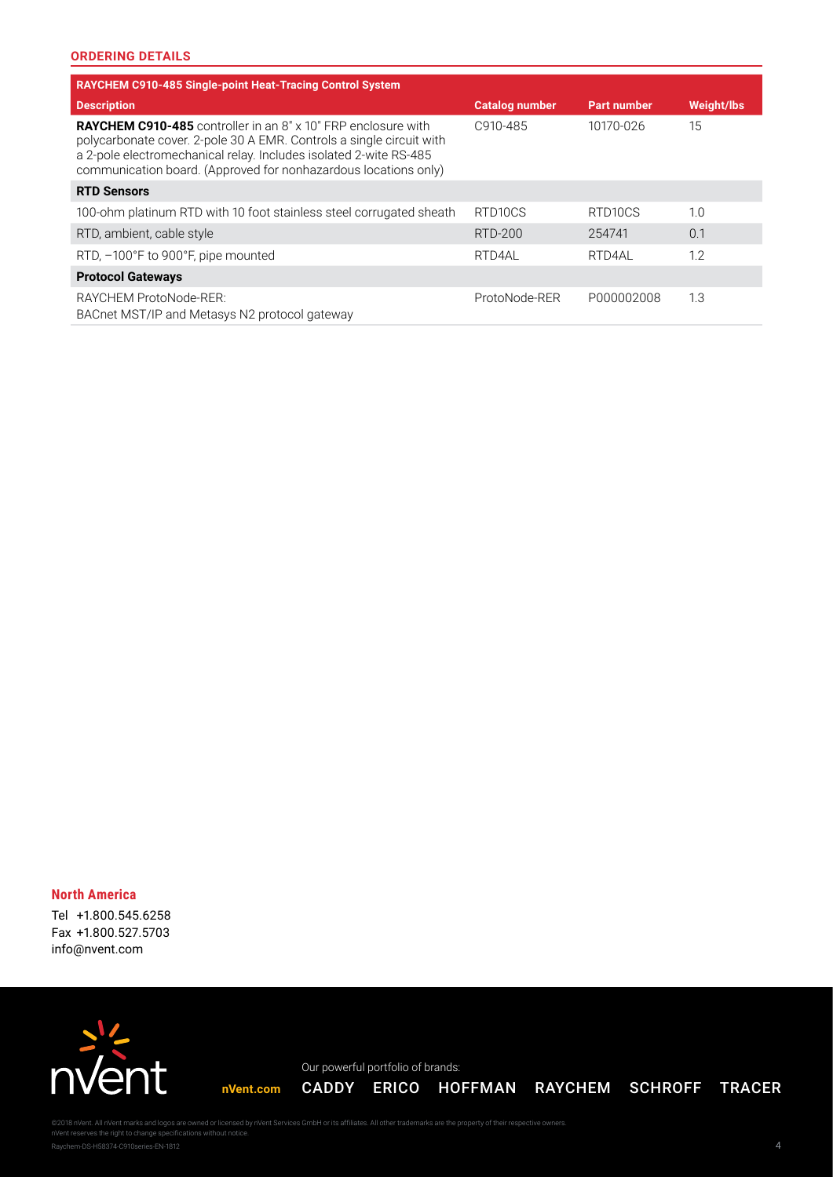## ORDERING DETAILS

| RAYCHEM C910-485 Single-point Heat-Tracing Control System | | | |
|---|---|---|---|
| **Description** | **Catalog number** | **Part number** | **Weight/lbs** |
| **RAYCHEM C910-485** controller in an 8" x 10" FRP enclosure with polycarbonate cover. 2-pole 30 A EMR. Controls a single circuit with a 2-pole electromechanical relay. Includes isolated 2-wite RS-485 communication board. (Approved for nonhazardous locations only) | C910-485 | 10170-026 | 15 |
| **RTD Sensors** | | | |
| 100-ohm platinum RTD with 10 foot stainless steel corrugated sheath | RTD10CS | RTD10CS | 1.0 |
| RTD, ambient, cable style | RTD-200 | 254741 | 0.1 |
| RTD, –100°F to 900°F, pipe mounted | RTD4AL | RTD4AL | 1.2 |
| **Protocol Gateways** | | | |
| RAYCHEM ProtoNode-RER: BACnet MST/IP and Metasys N2 protocol gateway | ProtoNode-RER | P000002008 | 1.3 |

**North America**

Tel +1.800.545.6258
Fax +1.800.527.5703
info@nvent.com

nVent.com

Our powerful portfolio of brands:

CADDY ERICO HOFFMAN RAYCHEM SCHROFF TRACER

©2018 nVent. All nVent marks and logos are owned or licensed by nVent Services GmbH or its affiliates. All other trademarks are the property of their respective owners.
nVent reserves the right to change specifications without notice.

Raychem-DS-H58374-C910series-EN-1812